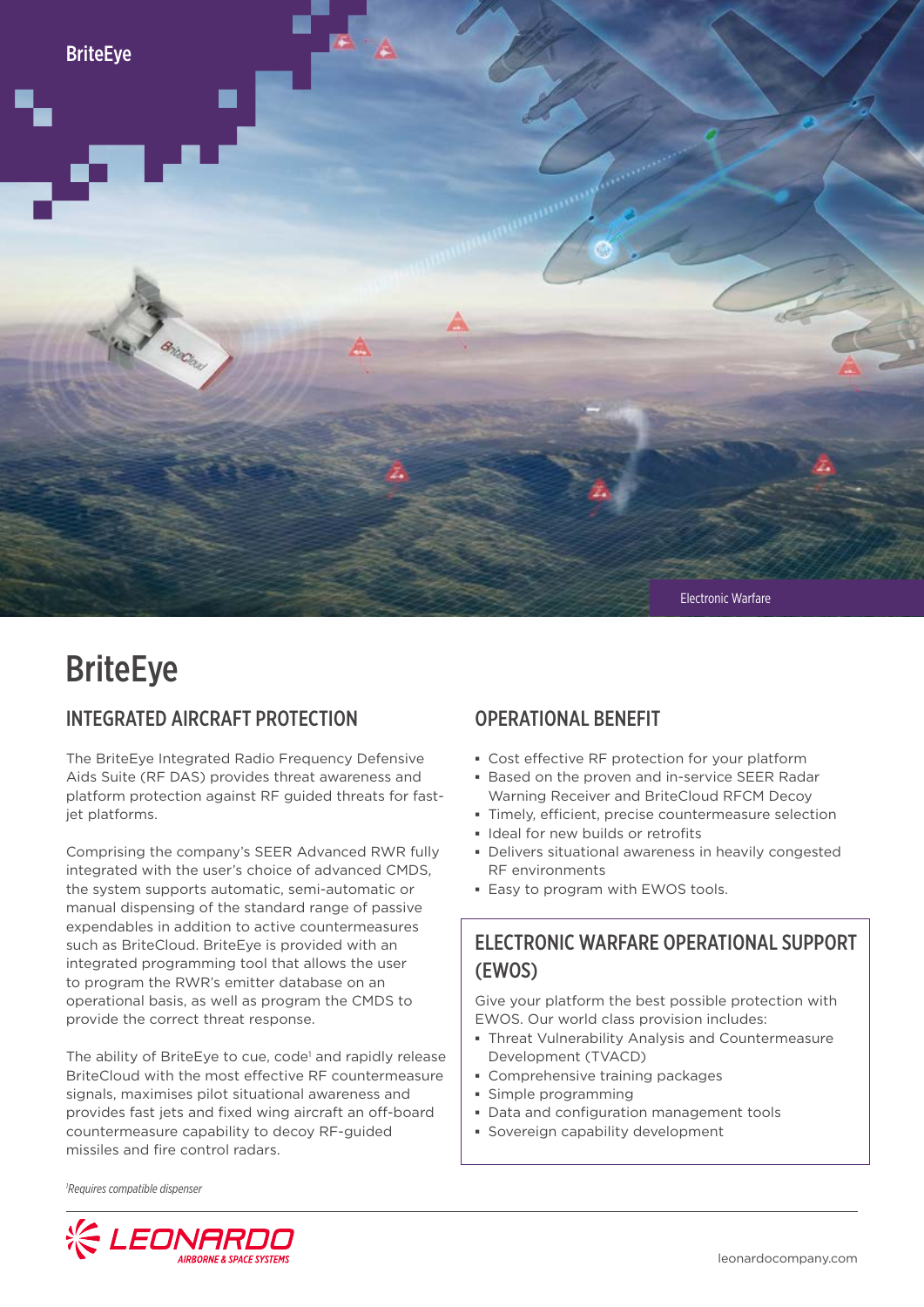BriteEye

Electronic Warfare

# BriteEye

## INTEGRATED AIRCRAFT PROTECTION

The BriteEye Integrated Radio Frequency Defensive Aids Suite (RF DAS) provides threat awareness and platform protection against RF guided threats for fast-jet platforms.

Comprising the company's SEER Advanced RWR fully integrated with the user's choice of advanced CMDS, the system supports automatic, semi-automatic or manual dispensing of the standard range of passive expendables in addition to active countermeasures such as BriteCloud. BriteEye is provided with an integrated programming tool that allows the user to program the RWR's emitter database on an operational basis, as well as program the CMDS to provide the correct threat response.

The ability of BriteEye to cue, code[1] and rapidly release BriteCloud with the most effective RF countermeasure signals, maximises pilot situational awareness and provides fast jets and fixed wing aircraft an off-board countermeasure capability to decoy RF-guided missiles and fire control radars.

## OPERATIONAL BENEFIT

- Cost effective RF protection for your platform
- Based on the proven and in-service SEER Radar Warning Receiver and BriteCloud RFCM Decoy
- Timely, efficient, precise countermeasure selection
- Ideal for new builds or retrofits
- Delivers situational awareness in heavily congested RF environments
- Easy to program with EWOS tools.

## ELECTRONIC WARFARE OPERATIONAL SUPPORT (EWOS)

Give your platform the best possible protection with EWOS. Our world class provision includes:

- Threat Vulnerability Analysis and Countermeasure Development (TVACD)
- Comprehensive training packages
- Simple programming
- Data and configuration management tools
- Sovereign capability development

*[1]Requires compatible dispenser*

LEONARDO AIRBORNE & SPACE SYSTEMS

leonardocompany.com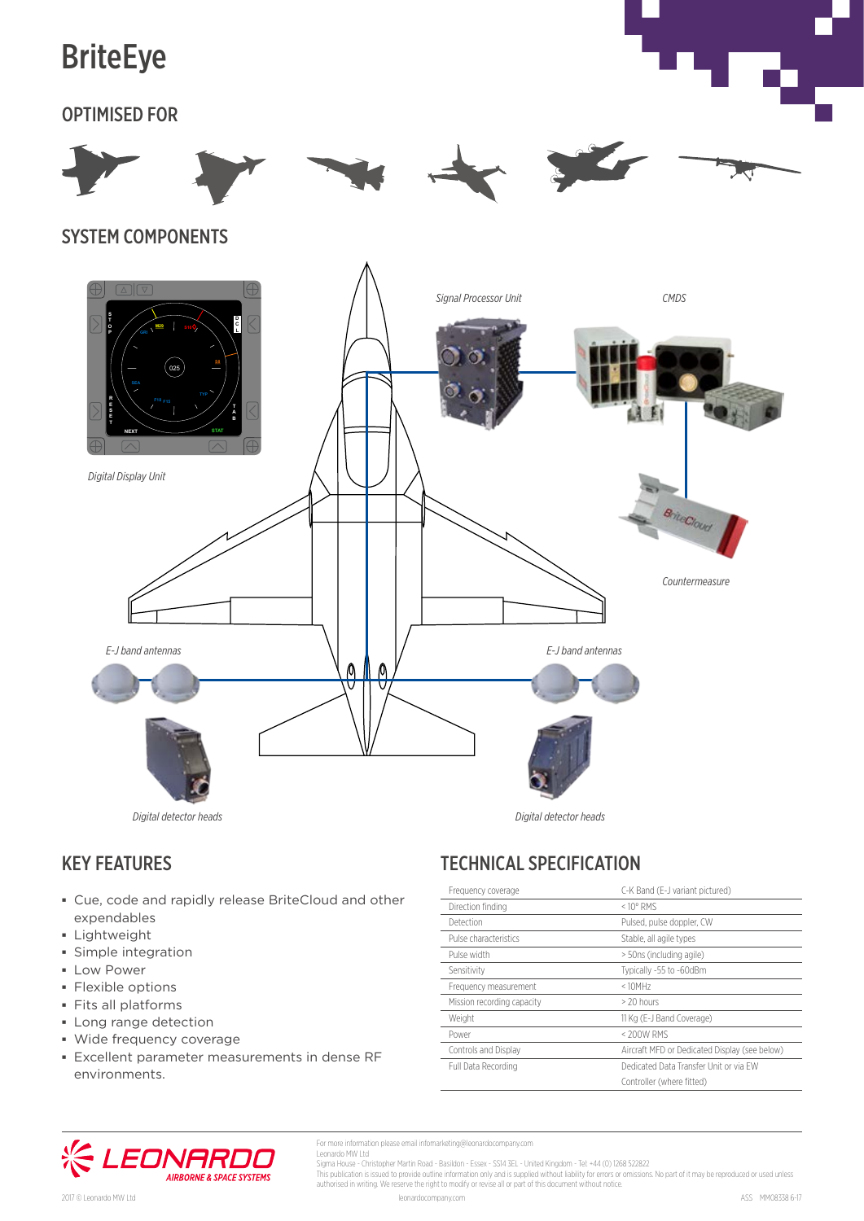# BriteEye

## OPTIMISED FOR

## SYSTEM COMPONENTS

Signal Processor Unit

CMDS

Digital Display Unit

Countermeasure

E-J band antennas

E-J band antennas

Digital detector heads

Digital detector heads

## KEY FEATURES

- Cue, code and rapidly release BriteCloud and other expendables
- Lightweight
- Simple integration
- Low Power
- Flexible options
- Fits all platforms
- Long range detection
- Wide frequency coverage
- Excellent parameter measurements in dense RF environments.

## TECHNICAL SPECIFICATION

| | |
|---|---|
| Frequency coverage | C-K Band (E-J variant pictured) |
| Direction finding | < 10° RMS |
| Detection | Pulsed, pulse doppler, CW |
| Pulse characteristics | Stable, all agile types |
| Pulse width | > 50ns (including agile) |
| Sensitivity | Typically -55 to -60dBm |
| Frequency measurement | < 10MHz |
| Mission recording capacity | > 20 hours |
| Weight | 11 Kg (E-J Band Coverage) |
| Power | < 200W RMS |
| Controls and Display | Aircraft MFD or Dedicated Display (see below) |
| Full Data Recording | Dedicated Data Transfer Unit or via EW Controller (where fitted) |

LEONARDO AIRBORNE & SPACE SYSTEMS

For more information please email infomarketing@leonardocompany.com
Leonardo MW Ltd
Sigma House - Christopher Martin Road - Basildon - Essex - SS14 3EL - United Kingdom - Tel +44 (0) 1268 522822
This publication is issued to provide outline information only and is supplied without liability for errors or omissions. No part of it may be reproduced or used unless authorised in writing. We reserve the right to modify or revise all or part of this document without notice.

2017 © Leonardo MW Ltd

leonardocompany.com

ASS MM08338 6-17